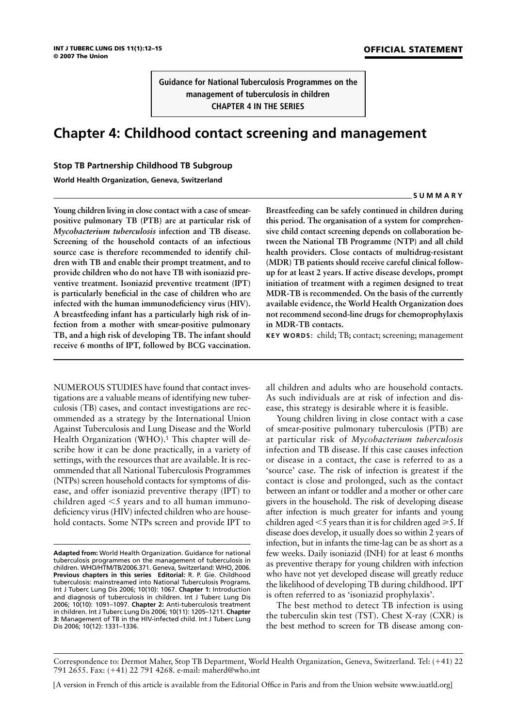**OFFICIAL STATEMENT**

**Guidance for National Tuberculosis Programmes on the management of tuberculosis in children**
**CHAPTER 4 IN THE SERIES**

# Chapter 4: Childhood contact screening and management

**Stop TB Partnership Childhood TB Subgroup**

**World Health Organization, Geneva, Switzerland**

## SUMMARY

**Young children living in close contact with a case of smear-positive pulmonary TB (PTB) are at particular risk of *Mycobacterium tuberculosis* infection and TB disease. Screening of the household contacts of an infectious source case is therefore recommended to identify children with TB and enable their prompt treatment, and to provide children who do not have TB with isoniazid preventive treatment. Isoniazid preventive treatment (IPT) is particularly beneficial in the case of children who are infected with the human immunodeficiency virus (HIV). A breastfeeding infant has a particularly high risk of infection from a mother with smear-positive pulmonary TB, and a high risk of developing TB. The infant should receive 6 months of IPT, followed by BCG vaccination. Breastfeeding can be safely continued in children during this period. The organisation of a system for comprehensive child contact screening depends on collaboration between the National TB Programme (NTP) and all child health providers. Close contacts of multidrug-resistant (MDR) TB patients should receive careful clinical follow-up for at least 2 years. If active disease develops, prompt initiation of treatment with a regimen designed to treat MDR-TB is recommended. On the basis of the currently available evidence, the World Health Organization does not recommend second-line drugs for chemoprophylaxis in MDR-TB contacts.**

**KEY WORDS**: child; TB; contact; screening; management

NUMEROUS STUDIES have found that contact investigations are a valuable means of identifying new tuberculosis (TB) cases, and contact investigations are recommended as a strategy by the International Union Against Tuberculosis and Lung Disease and the World Health Organization (WHO).[1] This chapter will describe how it can be done practically, in a variety of settings, with the resources that are available. It is recommended that all National Tuberculosis Programmes (NTPs) screen household contacts for symptoms of disease, and offer isoniazid preventive therapy (IPT) to children aged <5 years and to all human immunodeficiency virus (HIV) infected children who are household contacts. Some NTPs screen and provide IPT to all children and adults who are household contacts. As such individuals are at risk of infection and disease, this strategy is desirable where it is feasible.

Young children living in close contact with a case of smear-positive pulmonary tuberculosis (PTB) are at particular risk of *Mycobacterium tuberculosis* infection and TB disease. If this case causes infection or disease in a contact, the case is referred to as a 'source' case. The risk of infection is greatest if the contact is close and prolonged, such as the contact between an infant or toddler and a mother or other care givers in the household. The risk of developing disease after infection is much greater for infants and young children aged <5 years than it is for children aged ⩾5. If disease does develop, it usually does so within 2 years of infection, but in infants the time-lag can be as short as a few weeks. Daily isoniazid (INH) for at least 6 months as preventive therapy for young children with infection who have not yet developed disease will greatly reduce the likelihood of developing TB during childhood. IPT is often referred to as 'isoniazid prophylaxis'.

The best method to detect TB infection is using the tuberculin skin test (TST). Chest X-ray (CXR) is the best method to screen for TB disease among con-

**Adapted from:** World Health Organization. Guidance for national tuberculosis programmes on the management of tuberculosis in children. WHO/HTM/TB/2006.371. Geneva, Switzerland: WHO, 2006. **Previous chapters in this series Editorial:** R. P. Gie. Childhood tuberculosis: mainstreamed into National Tuberculosis Programs. Int J Tuberc Lung Dis 2006; 10(10): 1067. **Chapter 1:** Introduction and diagnosis of tuberculosis in children. Int J Tuberc Lung Dis 2006; 10(10): 1091–1097. **Chapter 2:** Anti-tuberculosis treatment in children. Int J Tuberc Lung Dis 2006; 10(11): 1205–1211. **Chapter 3:** Management of TB in the HIV-infected child. Int J Tuberc Lung Dis 2006; 10(12): 1331–1336.

Correspondence to: Dermot Maher, Stop TB Department, World Health Organization, Geneva, Switzerland. Tel: (+41) 22 791 2655. Fax: (+41) 22 791 4268. e-mail: maherd@who.int

[A version in French of this article is available from the Editorial Office in Paris and from the Union website www.iuatld.org]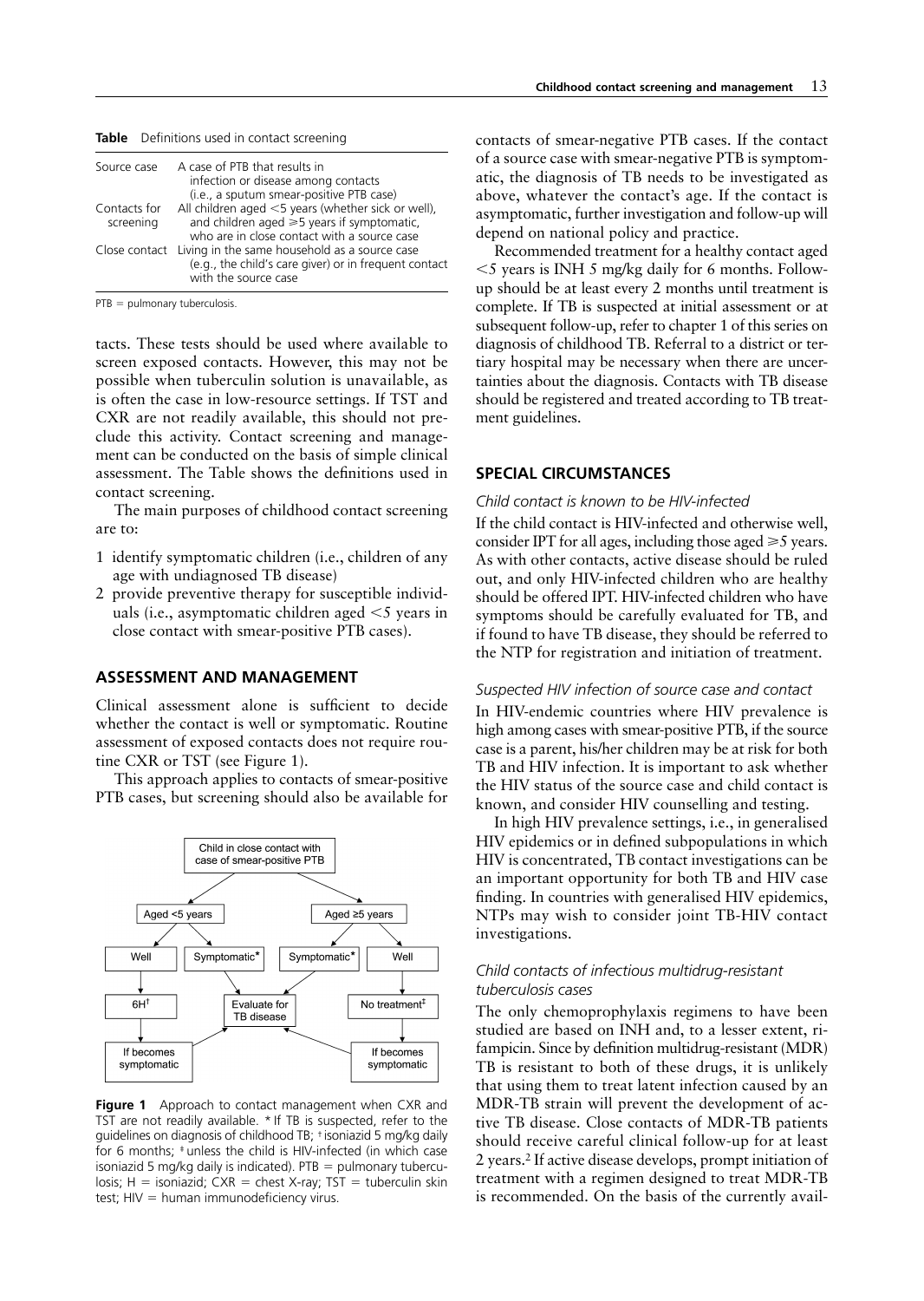**Table** Definitions used in contact screening

| | |
|---|---|
| Source case | A case of PTB that results in infection or disease among contacts (i.e., a sputum smear-positive PTB case) |
| Contacts for screening | All children aged <5 years (whether sick or well), and children aged ⩾5 years if symptomatic, who are in close contact with a source case |
| Close contact | Living in the same household as a source case (e.g., the child's care giver) or in frequent contact with the source case |

PTB = pulmonary tuberculosis.

tacts. These tests should be used where available to screen exposed contacts. However, this may not be possible when tuberculin solution is unavailable, as is often the case in low-resource settings. If TST and CXR are not readily available, this should not preclude this activity. Contact screening and management can be conducted on the basis of simple clinical assessment. The Table shows the definitions used in contact screening.

The main purposes of childhood contact screening are to:

1 identify symptomatic children (i.e., children of any age with undiagnosed TB disease)
2 provide preventive therapy for susceptible individuals (i.e., asymptomatic children aged <5 years in close contact with smear-positive PTB cases).

## ASSESSMENT AND MANAGEMENT

Clinical assessment alone is sufficient to decide whether the contact is well or symptomatic. Routine assessment of exposed contacts does not require routine CXR or TST (see Figure 1).

This approach applies to contacts of smear-positive PTB cases, but screening should also be available for

Child in close contact with case of smear-positive PTB
Aged <5 years
Aged ≥5 years
Well
Symptomatic*
Symptomatic*
Well
6H†
Evaluate for TB disease
No treatment‡
If becomes symptomatic
If becomes symptomatic

**Figure 1** Approach to contact management when CXR and TST are not readily available. * If TB is suspected, refer to the guidelines on diagnosis of childhood TB; † isoniazid 5 mg/kg daily for 6 months; ‡ unless the child is HIV-infected (in which case isoniazid 5 mg/kg daily is indicated). PTB = pulmonary tuberculosis; H = isoniazid; CXR = chest X-ray; TST = tuberculin skin test; HIV = human immunodeficiency virus.

contacts of smear-negative PTB cases. If the contact of a source case with smear-negative PTB is symptomatic, the diagnosis of TB needs to be investigated as above, whatever the contact's age. If the contact is asymptomatic, further investigation and follow-up will depend on national policy and practice.

Recommended treatment for a healthy contact aged <5 years is INH 5 mg/kg daily for 6 months. Follow-up should be at least every 2 months until treatment is complete. If TB is suspected at initial assessment or at subsequent follow-up, refer to chapter 1 of this series on diagnosis of childhood TB. Referral to a district or tertiary hospital may be necessary when there are uncertainties about the diagnosis. Contacts with TB disease should be registered and treated according to TB treatment guidelines.

## SPECIAL CIRCUMSTANCES

### *Child contact is known to be HIV-infected*

If the child contact is HIV-infected and otherwise well, consider IPT for all ages, including those aged ⩾5 years. As with other contacts, active disease should be ruled out, and only HIV-infected children who are healthy should be offered IPT. HIV-infected children who have symptoms should be carefully evaluated for TB, and if found to have TB disease, they should be referred to the NTP for registration and initiation of treatment.

### *Suspected HIV infection of source case and contact*

In HIV-endemic countries where HIV prevalence is high among cases with smear-positive PTB, if the source case is a parent, his/her children may be at risk for both TB and HIV infection. It is important to ask whether the HIV status of the source case and child contact is known, and consider HIV counselling and testing.

In high HIV prevalence settings, i.e., in generalised HIV epidemics or in defined subpopulations in which HIV is concentrated, TB contact investigations can be an important opportunity for both TB and HIV case finding. In countries with generalised HIV epidemics, NTPs may wish to consider joint TB-HIV contact investigations.

### *Child contacts of infectious multidrug-resistant tuberculosis cases*

The only chemoprophylaxis regimens to have been studied are based on INH and, to a lesser extent, rifampicin. Since by definition multidrug-resistant (MDR) TB is resistant to both of these drugs, it is unlikely that using them to treat latent infection caused by an MDR-TB strain will prevent the development of active TB disease. Close contacts of MDR-TB patients should receive careful clinical follow-up for at least 2 years.[2] If active disease develops, prompt initiation of treatment with a regimen designed to treat MDR-TB is recommended. On the basis of the currently avail-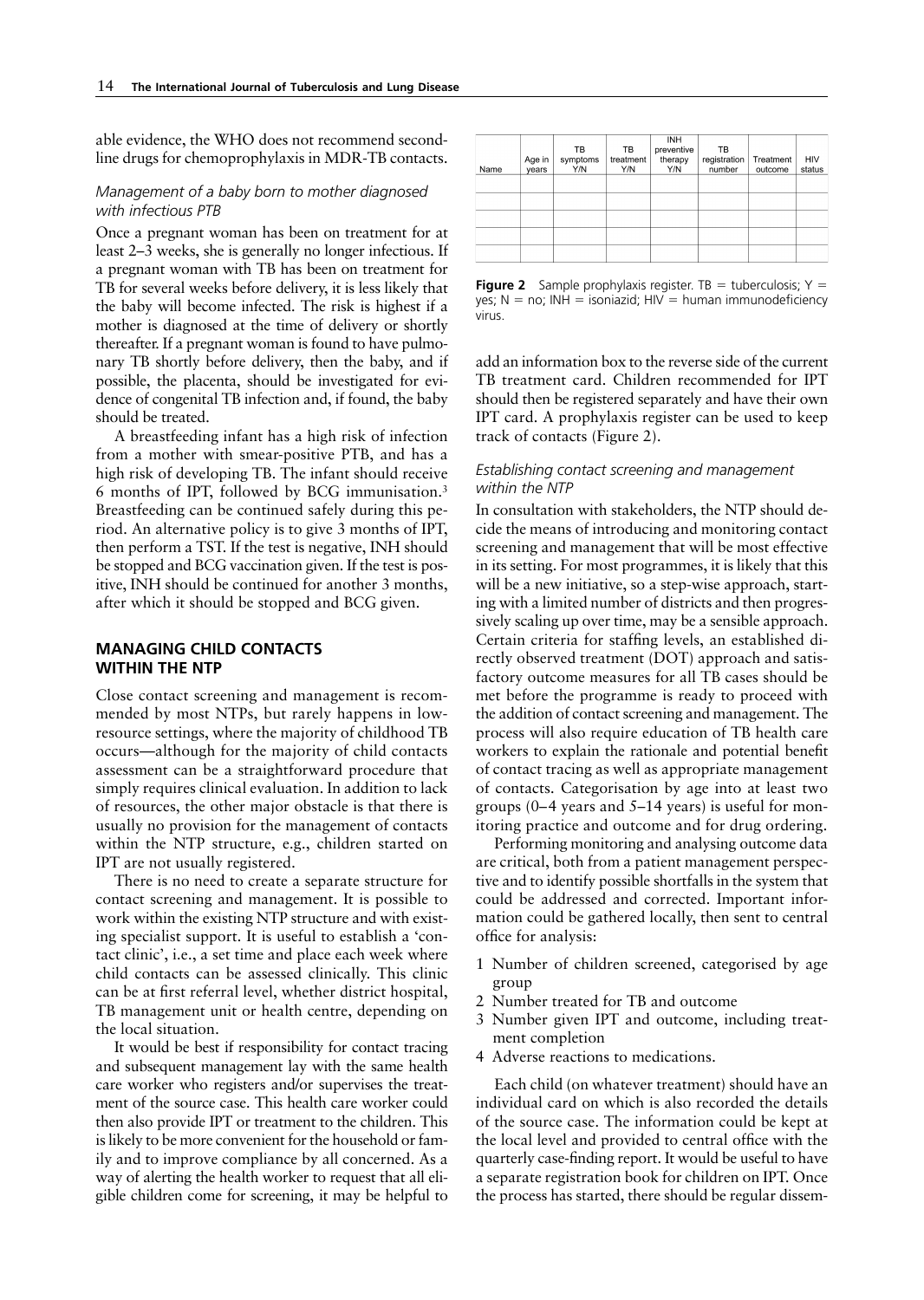able evidence, the WHO does not recommend second-line drugs for chemoprophylaxis in MDR-TB contacts.

### *Management of a baby born to mother diagnosed with infectious PTB*

Once a pregnant woman has been on treatment for at least 2–3 weeks, she is generally no longer infectious. If a pregnant woman with TB has been on treatment for TB for several weeks before delivery, it is less likely that the baby will become infected. The risk is highest if a mother is diagnosed at the time of delivery or shortly thereafter. If a pregnant woman is found to have pulmonary TB shortly before delivery, then the baby, and if possible, the placenta, should be investigated for evidence of congenital TB infection and, if found, the baby should be treated.

A breastfeeding infant has a high risk of infection from a mother with smear-positive PTB, and has a high risk of developing TB. The infant should receive 6 months of IPT, followed by BCG immunisation.[3] Breastfeeding can be continued safely during this period. An alternative policy is to give 3 months of IPT, then perform a TST. If the test is negative, INH should be stopped and BCG vaccination given. If the test is positive, INH should be continued for another 3 months, after which it should be stopped and BCG given.

## MANAGING CHILD CONTACTS WITHIN THE NTP

Close contact screening and management is recommended by most NTPs, but rarely happens in low-resource settings, where the majority of childhood TB occurs—although for the majority of child contacts assessment can be a straightforward procedure that simply requires clinical evaluation. In addition to lack of resources, the other major obstacle is that there is usually no provision for the management of contacts within the NTP structure, e.g., children started on IPT are not usually registered.

There is no need to create a separate structure for contact screening and management. It is possible to work within the existing NTP structure and with existing specialist support. It is useful to establish a 'contact clinic', i.e., a set time and place each week where child contacts can be assessed clinically. This clinic can be at first referral level, whether district hospital, TB management unit or health centre, depending on the local situation.

It would be best if responsibility for contact tracing and subsequent management lay with the same health care worker who registers and/or supervises the treatment of the source case. This health care worker could then also provide IPT or treatment to the children. This is likely to be more convenient for the household or family and to improve compliance by all concerned. As a way of alerting the health worker to request that all eligible children come for screening, it may be helpful to add an information box to the reverse side of the current TB treatment card. Children recommended for IPT should then be registered separately and have their own IPT card. A prophylaxis register can be used to keep track of contacts (Figure 2).

| Name | Age in years | TB symptoms Y/N | TB treatment Y/N | INH preventive therapy Y/N | TB registration number | Treatment outcome | HIV status |
|---|---|---|---|---|---|---|---|
| | | | | | | | |
| | | | | | | | |
| | | | | | | | |
| | | | | | | | |
| | | | | | | | |

**Figure 2** Sample prophylaxis register. TB = tuberculosis; Y = yes; N = no; INH = isoniazid; HIV = human immunodeficiency virus.

### *Establishing contact screening and management within the NTP*

In consultation with stakeholders, the NTP should decide the means of introducing and monitoring contact screening and management that will be most effective in its setting. For most programmes, it is likely that this will be a new initiative, so a step-wise approach, starting with a limited number of districts and then progressively scaling up over time, may be a sensible approach. Certain criteria for staffing levels, an established directly observed treatment (DOT) approach and satisfactory outcome measures for all TB cases should be met before the programme is ready to proceed with the addition of contact screening and management. The process will also require education of TB health care workers to explain the rationale and potential benefit of contact tracing as well as appropriate management of contacts. Categorisation by age into at least two groups (0–4 years and 5–14 years) is useful for monitoring practice and outcome and for drug ordering.

Performing monitoring and analysing outcome data are critical, both from a patient management perspective and to identify possible shortfalls in the system that could be addressed and corrected. Important information could be gathered locally, then sent to central office for analysis:

1. Number of children screened, categorised by age group
2. Number treated for TB and outcome
3. Number given IPT and outcome, including treatment completion
4. Adverse reactions to medications.

Each child (on whatever treatment) should have an individual card on which is also recorded the details of the source case. The information could be kept at the local level and provided to central office with the quarterly case-finding report. It would be useful to have a separate registration book for children on IPT. Once the process has started, there should be regular dissem-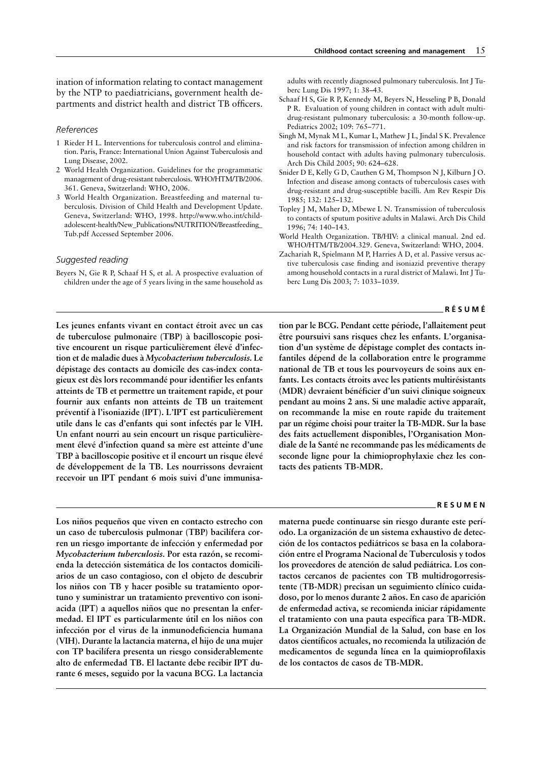ination of information relating to contact management by the NTP to paediatricians, government health departments and district health and district TB officers.

### References

1 Rieder H L. Interventions for tuberculosis control and elimination. Paris, France: International Union Against Tuberculosis and Lung Disease, 2002.
2 World Health Organization. Guidelines for the programmatic management of drug-resistant tuberculosis. WHO/HTM/TB/2006.361. Geneva, Switzerland: WHO, 2006.
3 World Health Organization. Breastfeeding and maternal tuberculosis. Division of Child Health and Development Update. Geneva, Switzerland: WHO, 1998. http://www.who.int/child-adolescent-health/New_Publications/NUTRITION/Breastfeeding_Tub.pdf Accessed September 2006.

### Suggested reading

Beyers N, Gie R P, Schaaf H S, et al. A prospective evaluation of children under the age of 5 years living in the same household as adults with recently diagnosed pulmonary tuberculosis. Int J Tuberc Lung Dis 1997; 1: 38–43.

Schaaf H S, Gie R P, Kennedy M, Beyers N, Hesseling P B, Donald P R. Evaluation of young children in contact with adult multidrug-resistant pulmonary tuberculosis: a 30-month follow-up. Pediatrics 2002; 109: 765–771.

Singh M, Mynak M L, Kumar L, Mathew J L, Jindal S K. Prevalence and risk factors for transmission of infection among children in household contact with adults having pulmonary tuberculosis. Arch Dis Child 2005; 90: 624–628.

Snider D E, Kelly G D, Cauthen G M, Thompson N J, Kilburn J O. Infection and disease among contacts of tuberculosis cases with drug-resistant and drug-susceptible bacilli. Am Rev Respir Dis 1985; 132: 125–132.

Topley J M, Maher D, Mbewe L N. Transmission of tuberculosis to contacts of sputum positive adults in Malawi. Arch Dis Child 1996; 74: 140–143.

World Health Organization. TB/HIV: a clinical manual. 2nd ed. WHO/HTM/TB/2004.329. Geneva, Switzerland: WHO, 2004.

Zachariah R, Spielmann M P, Harries A D, et al. Passive versus active tuberculosis case finding and isoniazid preventive therapy among household contacts in a rural district of Malawi. Int J Tuberc Lung Dis 2003; 7: 1033–1039.

## RÉSUMÉ

**Les jeunes enfants vivant en contact étroit avec un cas de tuberculose pulmonaire (TBP) à bacilloscopie positive encourent un risque particulièrement élevé d'infection et de maladie dues à *Mycobacterium tuberculosis*. Le dépistage des contacts au domicile des cas-index contagieux est dès lors recommandé pour identifier les enfants atteints de TB et permettre un traitement rapide, et pour fournir aux enfants non atteints de TB un traitement préventif à l'isoniazide (IPT). L'IPT est particulièrement utile dans le cas d'enfants qui sont infectés par le VIH. Un enfant nourri au sein encourt un risque particulièrement élevé d'infection quand sa mère est atteinte d'une TBP à bacilloscopie positive et il encourt un risque élevé de développement de la TB. Les nourrissons devraient recevoir un IPT pendant 6 mois suivi d'une immunisation par le BCG. Pendant cette période, l'allaitement peut être poursuivi sans risques chez les enfants. L'organisation d'un système de dépistage complet des contacts infantiles dépend de la collaboration entre le programme national de TB et tous les pourvoyeurs de soins aux enfants. Les contacts étroits avec les patients multirésistants (MDR) devraient bénéficier d'un suivi clinique soigneux pendant au moins 2 ans. Si une maladie active apparaît, on recommande la mise en route rapide du traitement par un régime choisi pour traiter la TB-MDR. Sur la base des faits actuellement disponibles, l'Organisation Mondiale de la Santé ne recommande pas les médicaments de seconde ligne pour la chimioprophylaxie chez les contacts des patients TB-MDR.**

## RESUMEN

**Los niños pequeños que viven en contacto estrecho con un caso de tuberculosis pulmonar (TBP) bacilífera corren un riesgo importante de infección y enfermedad por *Mycobacterium tuberculosis*. Por esta razón, se recomienda la detección sistemática de los contactos domiciliarios de un caso contagioso, con el objeto de descubrir los niños con TB y hacer posible su tratamiento oportuno y suministrar un tratamiento preventivo con isoniacida (IPT) a aquellos niños que no presentan la enfermedad. El IPT es particularmente útil en los niños con infección por el virus de la inmunodeficiencia humana (VIH). Durante la lactancia materna, el hijo de una mujer con TP bacilífera presenta un riesgo considerablemente alto de enfermedad TB. El lactante debe recibir IPT durante 6 meses, seguido por la vacuna BCG. La lactancia materna puede continuarse sin riesgo durante este período. La organización de un sistema exhaustivo de detección de los contactos pediátricos se basa en la colaboración entre el Programa Nacional de Tuberculosis y todos los proveedores de atención de salud pediátrica. Los contactos cercanos de pacientes con TB multidrogorresistente (TB-MDR) precisan un seguimiento clínico cuidadoso, por lo menos durante 2 años. En caso de aparición de enfermedad activa, se recomienda iniciar rápidamente el tratamiento con una pauta específica para TB-MDR. La Organización Mundial de la Salud, con base en los datos científicos actuales, no recomienda la utilización de medicamentos de segunda línea en la quimioprofilaxis de los contactos de casos de TB-MDR.**